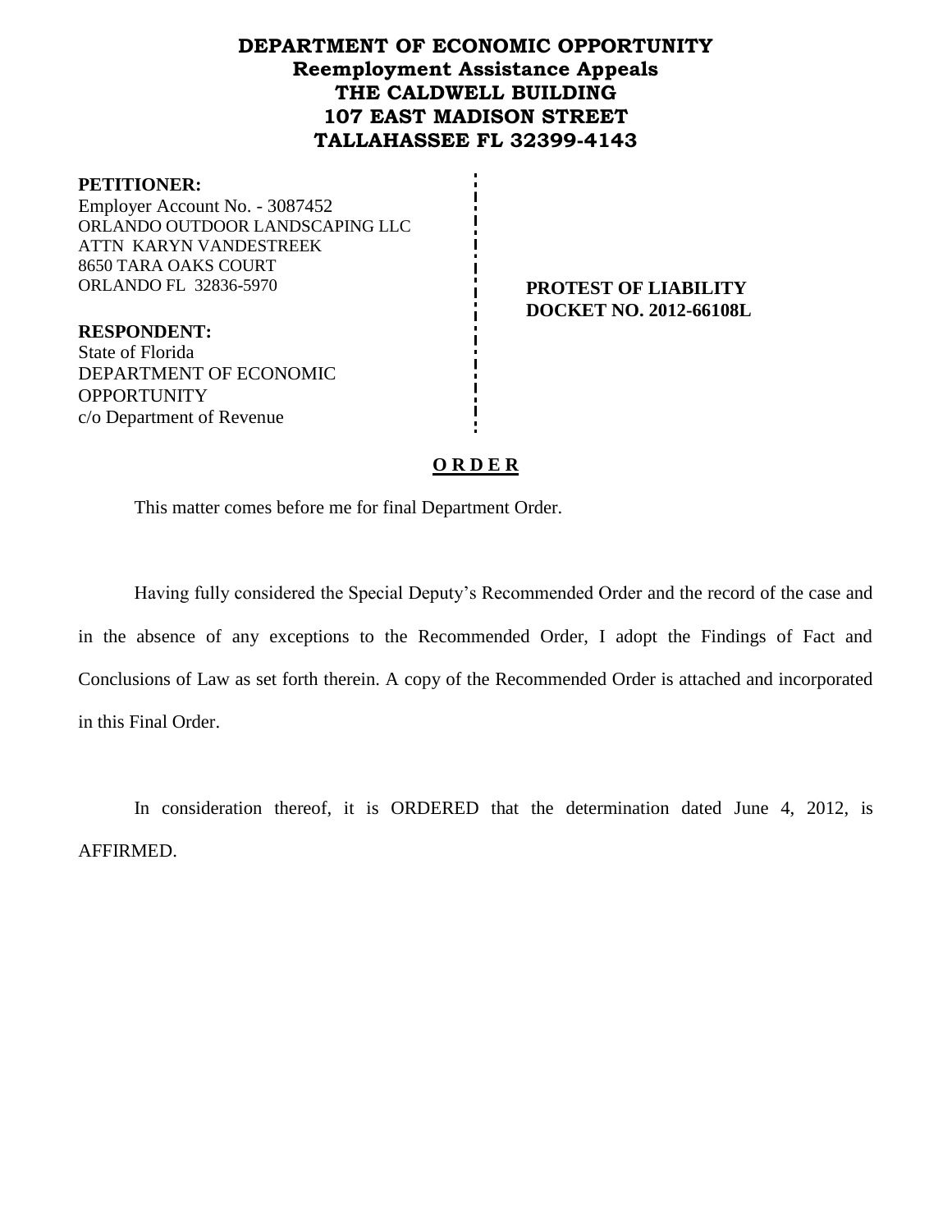# DEPARTMENT OF ECONOMIC OPPORTUNITY
## Reemployment Assistance Appeals
## THE CALDWELL BUILDING
## 107 EAST MADISON STREET
## TALLAHASSEE FL 32399-4143

**PETITIONER:**
Employer Account No. - 3087452
ORLANDO OUTDOOR LANDSCAPING LLC
ATTN KARYN VANDESTREEK
8650 TARA OAKS COURT
ORLANDO FL 32836-5970

**PROTEST OF LIABILITY**
**DOCKET NO. 2012-66108L**

**RESPONDENT:**
State of Florida
DEPARTMENT OF ECONOMIC OPPORTUNITY
c/o Department of Revenue

**O R D E R**

This matter comes before me for final Department Order.

Having fully considered the Special Deputy's Recommended Order and the record of the case and in the absence of any exceptions to the Recommended Order, I adopt the Findings of Fact and Conclusions of Law as set forth therein. A copy of the Recommended Order is attached and incorporated in this Final Order.

In consideration thereof, it is ORDERED that the determination dated June 4, 2012, is AFFIRMED.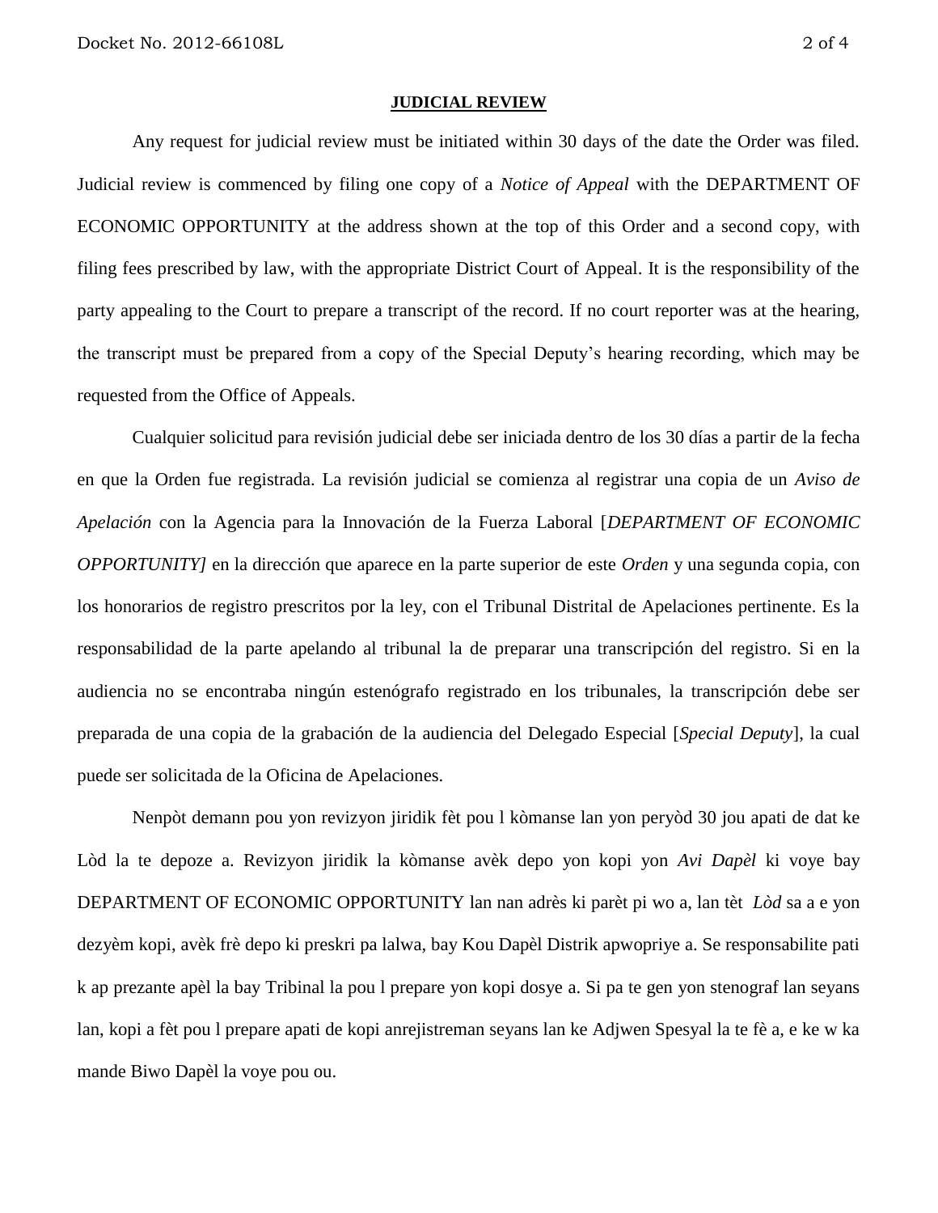**JUDICIAL REVIEW**

Any request for judicial review must be initiated within 30 days of the date the Order was filed. Judicial review is commenced by filing one copy of a *Notice of Appeal* with the DEPARTMENT OF ECONOMIC OPPORTUNITY at the address shown at the top of this Order and a second copy, with filing fees prescribed by law, with the appropriate District Court of Appeal. It is the responsibility of the party appealing to the Court to prepare a transcript of the record. If no court reporter was at the hearing, the transcript must be prepared from a copy of the Special Deputy's hearing recording, which may be requested from the Office of Appeals.

Cualquier solicitud para revisión judicial debe ser iniciada dentro de los 30 días a partir de la fecha en que la Orden fue registrada. La revisión judicial se comienza al registrar una copia de un *Aviso de Apelación* con la Agencia para la Innovación de la Fuerza Laboral [*DEPARTMENT OF ECONOMIC OPPORTUNITY]* en la dirección que aparece en la parte superior de este *Orden* y una segunda copia, con los honorarios de registro prescritos por la ley, con el Tribunal Distrital de Apelaciones pertinente. Es la responsabilidad de la parte apelando al tribunal la de preparar una transcripción del registro. Si en la audiencia no se encontraba ningún estenógrafo registrado en los tribunales, la transcripción debe ser preparada de una copia de la grabación de la audiencia del Delegado Especial [*Special Deputy*], la cual puede ser solicitada de la Oficina de Apelaciones.

Nenpòt demann pou yon revizyon jiridik fèt pou l kòmanse lan yon peryòd 30 jou apati de dat ke Lòd la te depoze a. Revizyon jiridik la kòmanse avèk depo yon kopi yon *Avi Dapèl* ki voye bay DEPARTMENT OF ECONOMIC OPPORTUNITY lan nan adrès ki parèt pi wo a, lan tèt *Lòd* sa a e yon dezyèm kopi, avèk frè depo ki preskri pa lalwa, bay Kou Dapèl Distrik apwopriye a. Se responsabilite pati k ap prezante apèl la bay Tribinal la pou l prepare yon kopi dosye a. Si pa te gen yon stenograf lan seyans lan, kopi a fèt pou l prepare apati de kopi anrejistreman seyans lan ke Adjwen Spesyal la te fè a, e ke w ka mande Biwo Dapèl la voye pou ou.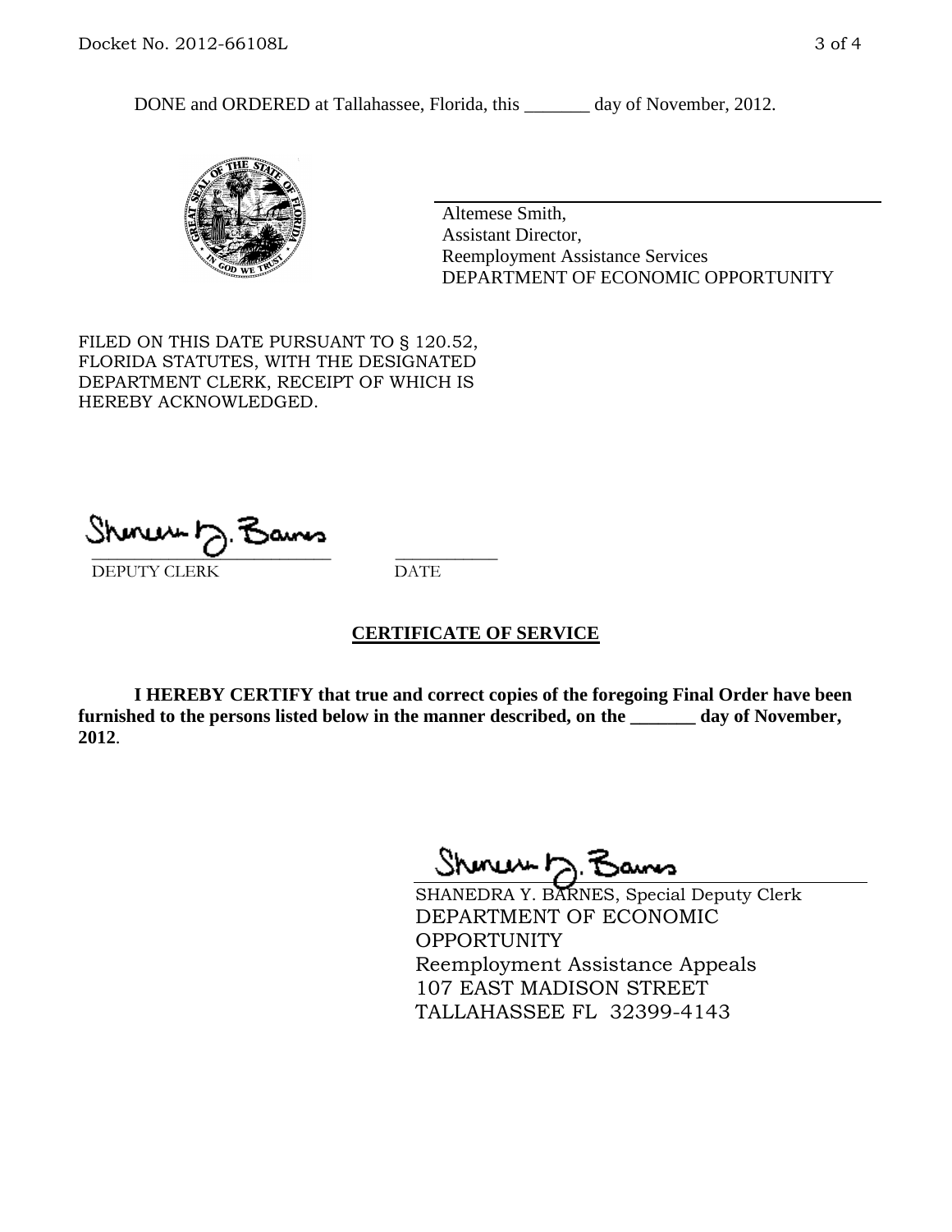DONE and ORDERED at Tallahassee, Florida, this _______ day of November, 2012.

Altemese Smith,
Assistant Director,
Reemployment Assistance Services
DEPARTMENT OF ECONOMIC OPPORTUNITY

FILED ON THIS DATE PURSUANT TO § 120.52, FLORIDA STATUTES, WITH THE DESIGNATED DEPARTMENT CLERK, RECEIPT OF WHICH IS HEREBY ACKNOWLEDGED.

_____________________________ ___________
DEPUTY CLERK DATE

## CERTIFICATE OF SERVICE

**I HEREBY CERTIFY that true and correct copies of the foregoing Final Order have been furnished to the persons listed below in the manner described, on the _______ day of November, 2012.**

SHANEDRA Y. BARNES, Special Deputy Clerk
DEPARTMENT OF ECONOMIC OPPORTUNITY
Reemployment Assistance Appeals
107 EAST MADISON STREET
TALLAHASSEE FL 32399-4143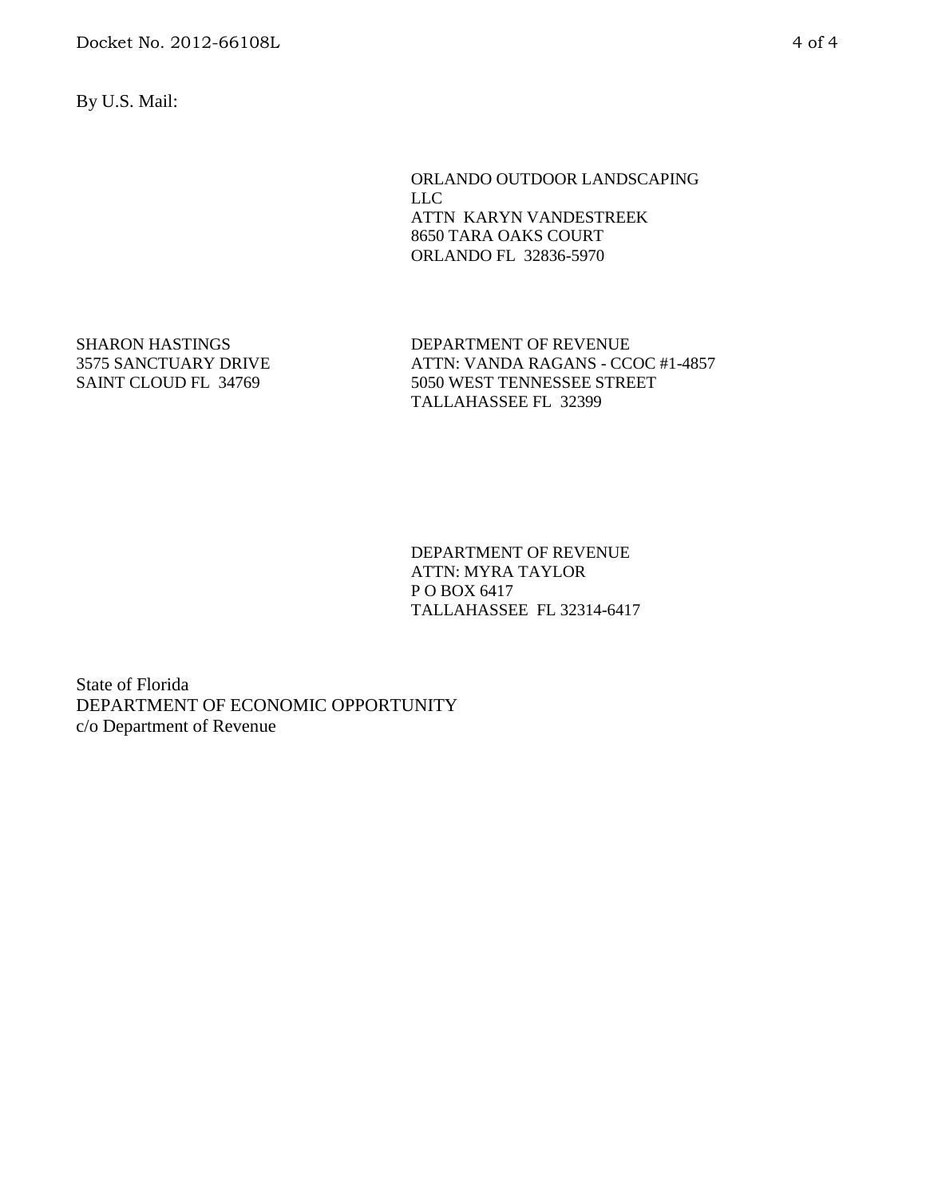By U.S. Mail:

ORLANDO OUTDOOR LANDSCAPING
LLC
ATTN KARYN VANDESTREEK
8650 TARA OAKS COURT
ORLANDO FL 32836-5970

SHARON HASTINGS
3575 SANCTUARY DRIVE
SAINT CLOUD FL 34769

DEPARTMENT OF REVENUE
ATTN: VANDA RAGANS - CCOC #1-4857
5050 WEST TENNESSEE STREET
TALLAHASSEE FL 32399

DEPARTMENT OF REVENUE
ATTN: MYRA TAYLOR
P O BOX 6417
TALLAHASSEE FL 32314-6417

State of Florida
DEPARTMENT OF ECONOMIC OPPORTUNITY
c/o Department of Revenue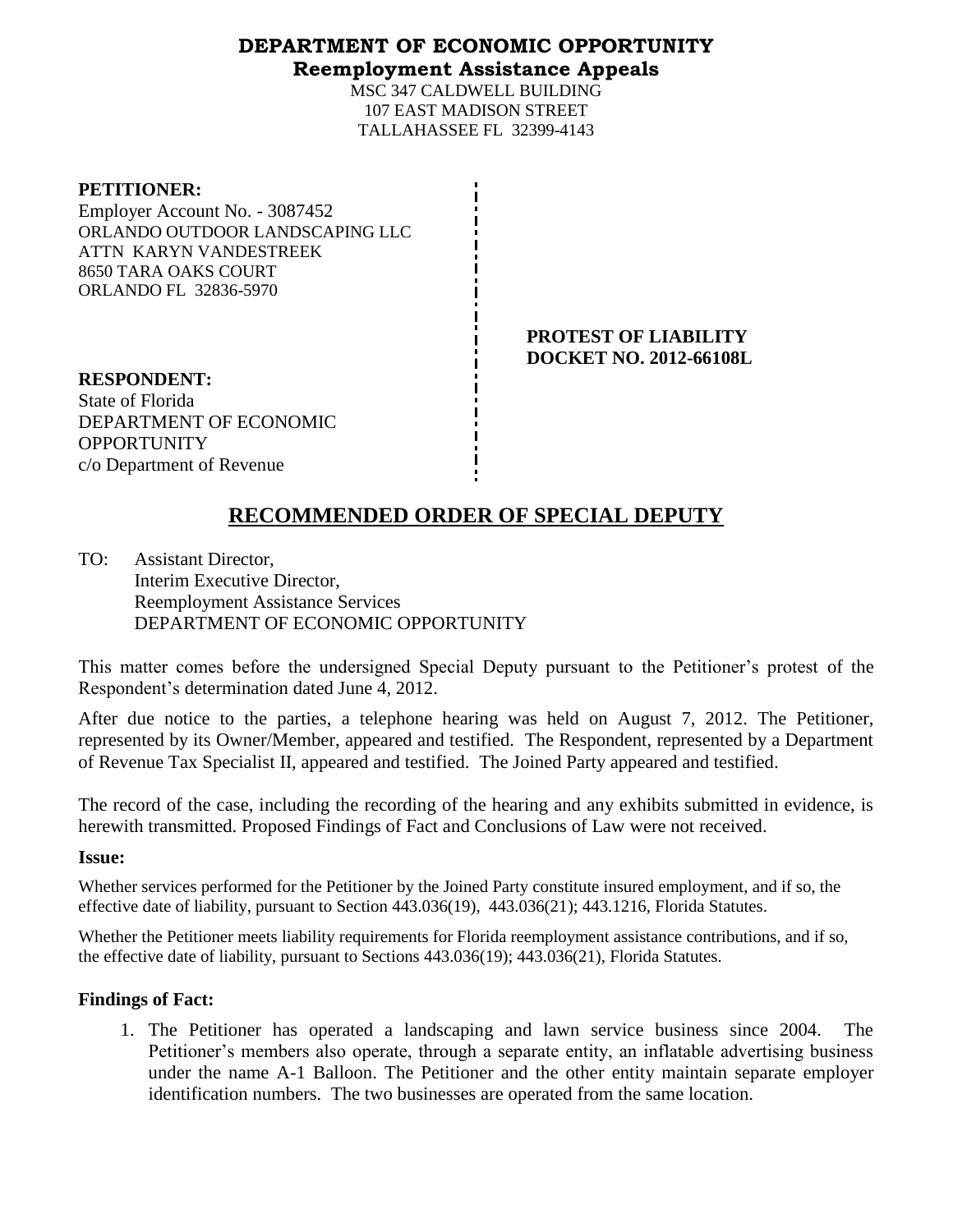# DEPARTMENT OF ECONOMIC OPPORTUNITY
## Reemployment Assistance Appeals

MSC 347 CALDWELL BUILDING
107 EAST MADISON STREET
TALLAHASSEE FL 32399-4143

**PETITIONER:**
Employer Account No. - 3087452
ORLANDO OUTDOOR LANDSCAPING LLC
ATTN KARYN VANDESTREEK
8650 TARA OAKS COURT
ORLANDO FL 32836-5970

**PROTEST OF LIABILITY**
**DOCKET NO. 2012-66108L**

**RESPONDENT:**
State of Florida
DEPARTMENT OF ECONOMIC OPPORTUNITY
c/o Department of Revenue

# RECOMMENDED ORDER OF SPECIAL DEPUTY

TO: Assistant Director,
Interim Executive Director,
Reemployment Assistance Services
DEPARTMENT OF ECONOMIC OPPORTUNITY

This matter comes before the undersigned Special Deputy pursuant to the Petitioner's protest of the Respondent's determination dated June 4, 2012.

After due notice to the parties, a telephone hearing was held on August 7, 2012. The Petitioner, represented by its Owner/Member, appeared and testified. The Respondent, represented by a Department of Revenue Tax Specialist II, appeared and testified. The Joined Party appeared and testified.

The record of the case, including the recording of the hearing and any exhibits submitted in evidence, is herewith transmitted. Proposed Findings of Fact and Conclusions of Law were not received.

**Issue:**

Whether services performed for the Petitioner by the Joined Party constitute insured employment, and if so, the effective date of liability, pursuant to Section 443.036(19), 443.036(21); 443.1216, Florida Statutes.

Whether the Petitioner meets liability requirements for Florida reemployment assistance contributions, and if so, the effective date of liability, pursuant to Sections 443.036(19); 443.036(21), Florida Statutes.

**Findings of Fact:**

1. The Petitioner has operated a landscaping and lawn service business since 2004. The Petitioner's members also operate, through a separate entity, an inflatable advertising business under the name A-1 Balloon. The Petitioner and the other entity maintain separate employer identification numbers. The two businesses are operated from the same location.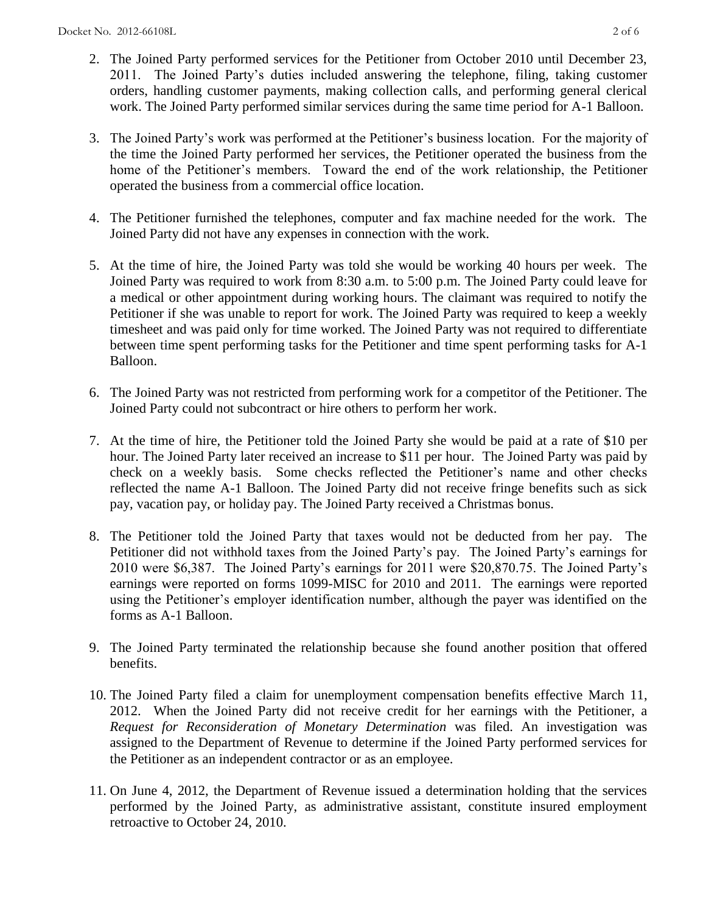2. The Joined Party performed services for the Petitioner from October 2010 until December 23, 2011. The Joined Party's duties included answering the telephone, filing, taking customer orders, handling customer payments, making collection calls, and performing general clerical work. The Joined Party performed similar services during the same time period for A-1 Balloon.

3. The Joined Party's work was performed at the Petitioner's business location. For the majority of the time the Joined Party performed her services, the Petitioner operated the business from the home of the Petitioner's members. Toward the end of the work relationship, the Petitioner operated the business from a commercial office location.

4. The Petitioner furnished the telephones, computer and fax machine needed for the work. The Joined Party did not have any expenses in connection with the work.

5. At the time of hire, the Joined Party was told she would be working 40 hours per week. The Joined Party was required to work from 8:30 a.m. to 5:00 p.m. The Joined Party could leave for a medical or other appointment during working hours. The claimant was required to notify the Petitioner if she was unable to report for work. The Joined Party was required to keep a weekly timesheet and was paid only for time worked. The Joined Party was not required to differentiate between time spent performing tasks for the Petitioner and time spent performing tasks for A-1 Balloon.

6. The Joined Party was not restricted from performing work for a competitor of the Petitioner. The Joined Party could not subcontract or hire others to perform her work.

7. At the time of hire, the Petitioner told the Joined Party she would be paid at a rate of $10 per hour. The Joined Party later received an increase to $11 per hour. The Joined Party was paid by check on a weekly basis. Some checks reflected the Petitioner's name and other checks reflected the name A-1 Balloon. The Joined Party did not receive fringe benefits such as sick pay, vacation pay, or holiday pay. The Joined Party received a Christmas bonus.

8. The Petitioner told the Joined Party that taxes would not be deducted from her pay. The Petitioner did not withhold taxes from the Joined Party's pay. The Joined Party's earnings for 2010 were $6,387. The Joined Party's earnings for 2011 were $20,870.75. The Joined Party's earnings were reported on forms 1099-MISC for 2010 and 2011. The earnings were reported using the Petitioner's employer identification number, although the payer was identified on the forms as A-1 Balloon.

9. The Joined Party terminated the relationship because she found another position that offered benefits.

10. The Joined Party filed a claim for unemployment compensation benefits effective March 11, 2012. When the Joined Party did not receive credit for her earnings with the Petitioner, a *Request for Reconsideration of Monetary Determination* was filed. An investigation was assigned to the Department of Revenue to determine if the Joined Party performed services for the Petitioner as an independent contractor or as an employee.

11. On June 4, 2012, the Department of Revenue issued a determination holding that the services performed by the Joined Party, as administrative assistant, constitute insured employment retroactive to October 24, 2010.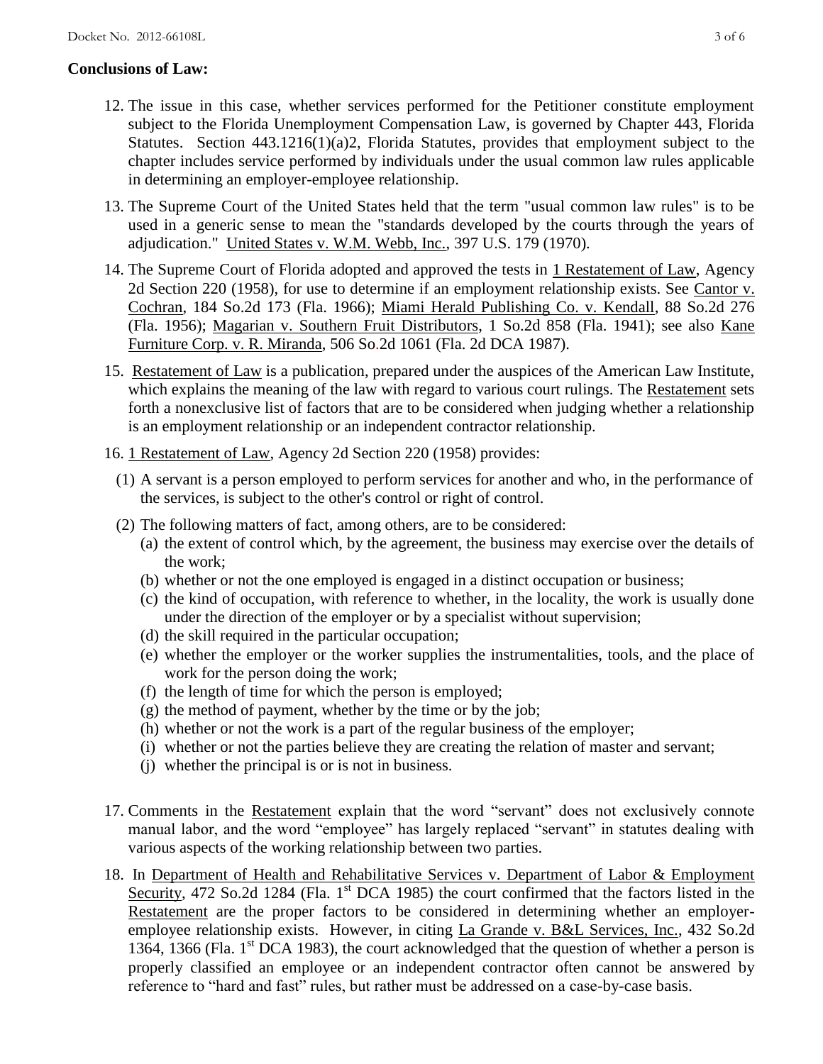**Conclusions of Law:**

12. The issue in this case, whether services performed for the Petitioner constitute employment subject to the Florida Unemployment Compensation Law, is governed by Chapter 443, Florida Statutes. Section 443.1216(1)(a)2, Florida Statutes, provides that employment subject to the chapter includes service performed by individuals under the usual common law rules applicable in determining an employer-employee relationship.

13. The Supreme Court of the United States held that the term "usual common law rules" is to be used in a generic sense to mean the "standards developed by the courts through the years of adjudication." United States v. W.M. Webb, Inc., 397 U.S. 179 (1970).

14. The Supreme Court of Florida adopted and approved the tests in 1 Restatement of Law, Agency 2d Section 220 (1958), for use to determine if an employment relationship exists. See Cantor v. Cochran, 184 So.2d 173 (Fla. 1966); Miami Herald Publishing Co. v. Kendall, 88 So.2d 276 (Fla. 1956); Magarian v. Southern Fruit Distributors, 1 So.2d 858 (Fla. 1941); see also Kane Furniture Corp. v. R. Miranda, 506 So.2d 1061 (Fla. 2d DCA 1987).

15. Restatement of Law is a publication, prepared under the auspices of the American Law Institute, which explains the meaning of the law with regard to various court rulings. The Restatement sets forth a nonexclusive list of factors that are to be considered when judging whether a relationship is an employment relationship or an independent contractor relationship.

16. 1 Restatement of Law, Agency 2d Section 220 (1958) provides:
    (1) A servant is a person employed to perform services for another and who, in the performance of the services, is subject to the other's control or right of control.
    (2) The following matters of fact, among others, are to be considered:
        (a) the extent of control which, by the agreement, the business may exercise over the details of the work;
        (b) whether or not the one employed is engaged in a distinct occupation or business;
        (c) the kind of occupation, with reference to whether, in the locality, the work is usually done under the direction of the employer or by a specialist without supervision;
        (d) the skill required in the particular occupation;
        (e) whether the employer or the worker supplies the instrumentalities, tools, and the place of work for the person doing the work;
        (f) the length of time for which the person is employed;
        (g) the method of payment, whether by the time or by the job;
        (h) whether or not the work is a part of the regular business of the employer;
        (i) whether or not the parties believe they are creating the relation of master and servant;
        (j) whether the principal is or is not in business.

17. Comments in the Restatement explain that the word "servant" does not exclusively connote manual labor, and the word "employee" has largely replaced "servant" in statutes dealing with various aspects of the working relationship between two parties.

18. In Department of Health and Rehabilitative Services v. Department of Labor & Employment Security, 472 So.2d 1284 (Fla. 1st DCA 1985) the court confirmed that the factors listed in the Restatement are the proper factors to be considered in determining whether an employer-employee relationship exists. However, in citing La Grande v. B&L Services, Inc., 432 So.2d 1364, 1366 (Fla. 1st DCA 1983), the court acknowledged that the question of whether a person is properly classified an employee or an independent contractor often cannot be answered by reference to "hard and fast" rules, but rather must be addressed on a case-by-case basis.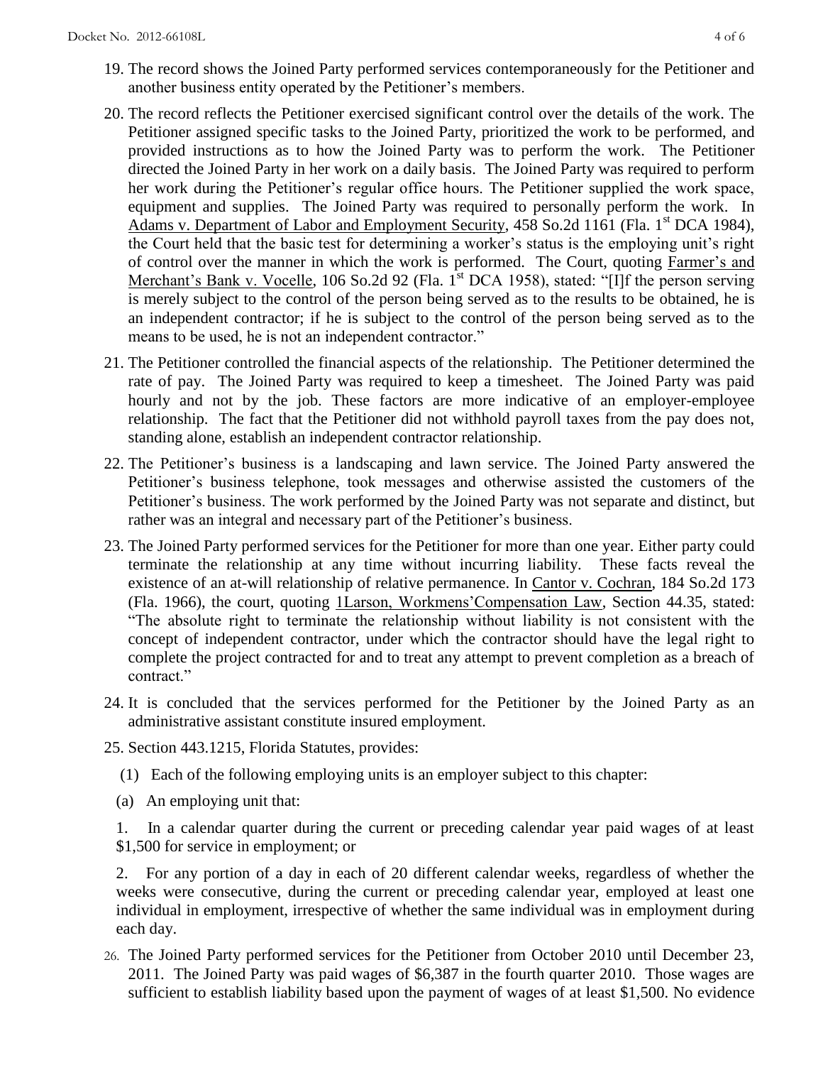19. The record shows the Joined Party performed services contemporaneously for the Petitioner and another business entity operated by the Petitioner's members.

20. The record reflects the Petitioner exercised significant control over the details of the work. The Petitioner assigned specific tasks to the Joined Party, prioritized the work to be performed, and provided instructions as to how the Joined Party was to perform the work. The Petitioner directed the Joined Party in her work on a daily basis. The Joined Party was required to perform her work during the Petitioner's regular office hours. The Petitioner supplied the work space, equipment and supplies. The Joined Party was required to personally perform the work. In Adams v. Department of Labor and Employment Security, 458 So.2d 1161 (Fla. 1st DCA 1984), the Court held that the basic test for determining a worker's status is the employing unit's right of control over the manner in which the work is performed. The Court, quoting Farmer's and Merchant's Bank v. Vocelle, 106 So.2d 92 (Fla. 1st DCA 1958), stated: "[I]f the person serving is merely subject to the control of the person being served as to the results to be obtained, he is an independent contractor; if he is subject to the control of the person being served as to the means to be used, he is not an independent contractor."

21. The Petitioner controlled the financial aspects of the relationship. The Petitioner determined the rate of pay. The Joined Party was required to keep a timesheet. The Joined Party was paid hourly and not by the job. These factors are more indicative of an employer-employee relationship. The fact that the Petitioner did not withhold payroll taxes from the pay does not, standing alone, establish an independent contractor relationship.

22. The Petitioner's business is a landscaping and lawn service. The Joined Party answered the Petitioner's business telephone, took messages and otherwise assisted the customers of the Petitioner's business. The work performed by the Joined Party was not separate and distinct, but rather was an integral and necessary part of the Petitioner's business.

23. The Joined Party performed services for the Petitioner for more than one year. Either party could terminate the relationship at any time without incurring liability. These facts reveal the existence of an at-will relationship of relative permanence. In Cantor v. Cochran, 184 So.2d 173 (Fla. 1966), the court, quoting 1Larson, Workmens'Compensation Law, Section 44.35, stated: "The absolute right to terminate the relationship without liability is not consistent with the concept of independent contractor, under which the contractor should have the legal right to complete the project contracted for and to treat any attempt to prevent completion as a breach of contract."

24. It is concluded that the services performed for the Petitioner by the Joined Party as an administrative assistant constitute insured employment.

25. Section 443.1215, Florida Statutes, provides:

    (1) Each of the following employing units is an employer subject to this chapter:

    (a) An employing unit that:

    1. In a calendar quarter during the current or preceding calendar year paid wages of at least $1,500 for service in employment; or

    2. For any portion of a day in each of 20 different calendar weeks, regardless of whether the weeks were consecutive, during the current or preceding calendar year, employed at least one individual in employment, irrespective of whether the same individual was in employment during each day.

26. The Joined Party performed services for the Petitioner from October 2010 until December 23, 2011. The Joined Party was paid wages of $6,387 in the fourth quarter 2010. Those wages are sufficient to establish liability based upon the payment of wages of at least $1,500. No evidence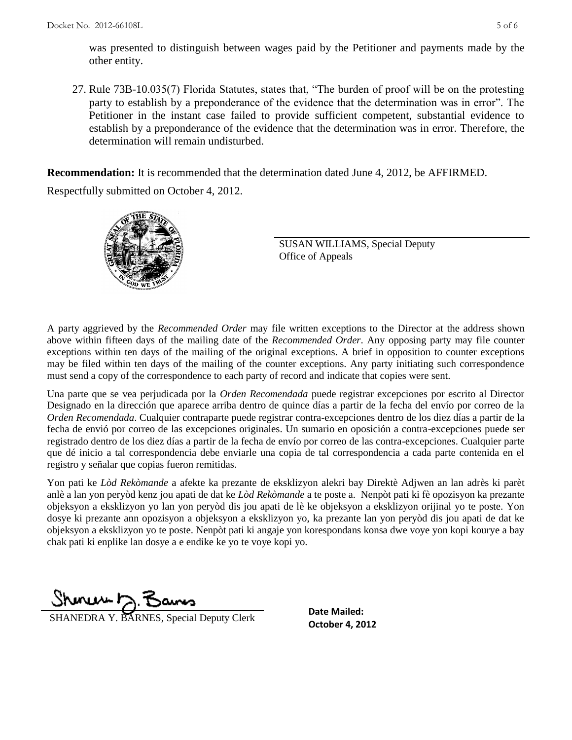was presented to distinguish between wages paid by the Petitioner and payments made by the other entity.

27. Rule 73B-10.035(7) Florida Statutes, states that, "The burden of proof will be on the protesting party to establish by a preponderance of the evidence that the determination was in error". The Petitioner in the instant case failed to provide sufficient competent, substantial evidence to establish by a preponderance of the evidence that the determination was in error. Therefore, the determination will remain undisturbed.

**Recommendation:** It is recommended that the determination dated June 4, 2012, be AFFIRMED.

Respectfully submitted on October 4, 2012.

SUSAN WILLIAMS, Special Deputy
Office of Appeals

A party aggrieved by the *Recommended Order* may file written exceptions to the Director at the address shown above within fifteen days of the mailing date of the *Recommended Order*. Any opposing party may file counter exceptions within ten days of the mailing of the original exceptions. A brief in opposition to counter exceptions may be filed within ten days of the mailing of the counter exceptions. Any party initiating such correspondence must send a copy of the correspondence to each party of record and indicate that copies were sent.

Una parte que se vea perjudicada por la *Orden Recomendada* puede registrar excepciones por escrito al Director Designado en la dirección que aparece arriba dentro de quince días a partir de la fecha del envío por correo de la *Orden Recomendada*. Cualquier contraparte puede registrar contra-excepciones dentro de los diez días a partir de la fecha de envió por correo de las excepciones originales. Un sumario en oposición a contra-excepciones puede ser registrado dentro de los diez días a partir de la fecha de envío por correo de las contra-excepciones. Cualquier parte que dé inicio a tal correspondencia debe enviarle una copia de tal correspondencia a cada parte contenida en el registro y señalar que copias fueron remitidas.

Yon pati ke *Lòd Rekòmande* a afekte ka prezante de eksklizyon alekri bay Direktè Adjwen an lan adrès ki parèt anlè a lan yon peryòd kenz jou apati de dat ke *Lòd Rekòmande* a te poste a. Nenpòt pati ki fè opozisyon ka prezante objeksyon a eksklizyon yo lan yon peryòd dis jou apati de lè ke objeksyon a eksklizyon orijinal yo te poste. Yon dosye ki prezante ann opozisyon a objeksyon a eksklizyon yo, ka prezante lan yon peryòd dis jou apati de dat ke objeksyon a eksklizyon yo te poste. Nenpòt pati ki angaje yon korespondans konsa dwe voye yon kopi kourye a bay chak pati ki enplike lan dosye a e endike ke yo te voye kopi yo.

SHANEDRA Y. BARNES, Special Deputy Clerk

**Date Mailed:**
**October 4, 2012**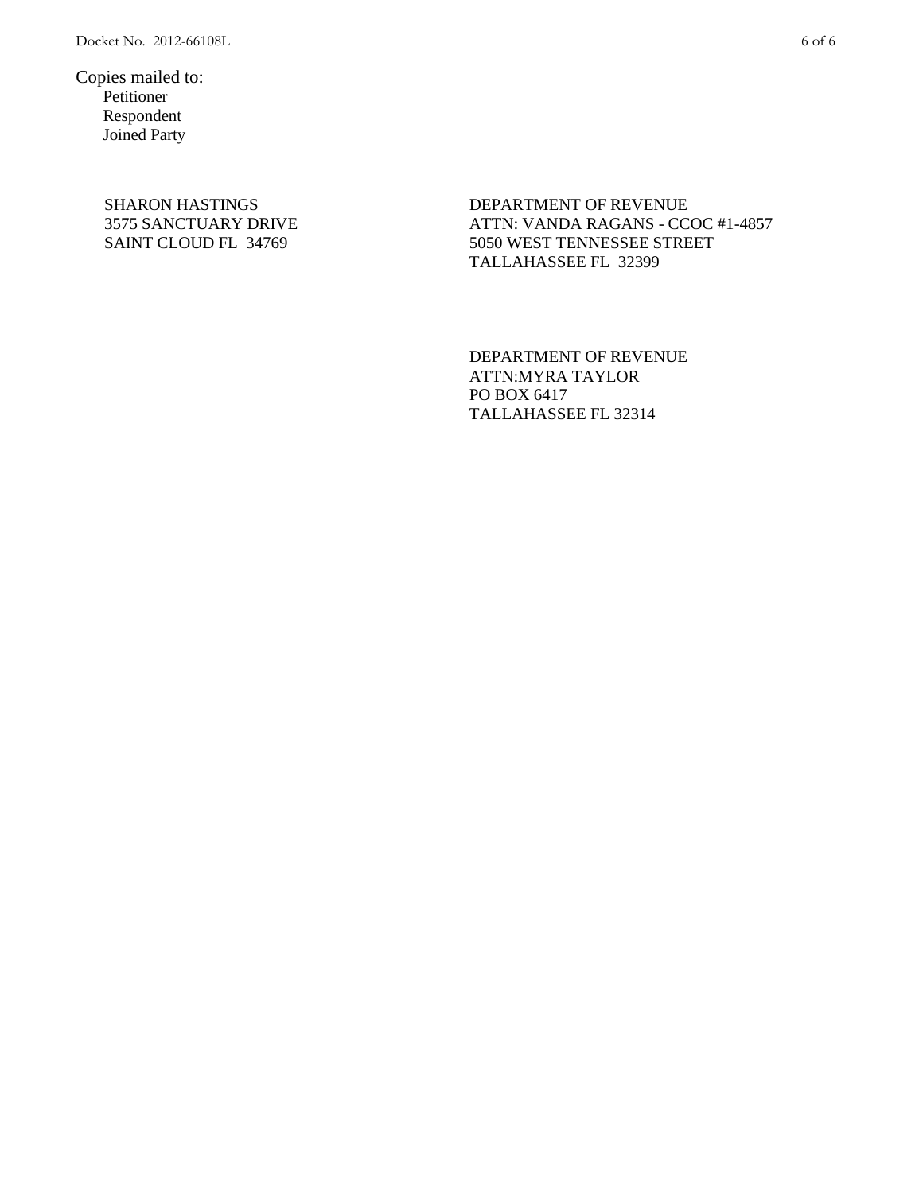Copies mailed to:

Petitioner
Respondent
Joined Party

SHARON HASTINGS
3575 SANCTUARY DRIVE
SAINT CLOUD FL 34769

DEPARTMENT OF REVENUE
ATTN: VANDA RAGANS - CCOC #1-4857
5050 WEST TENNESSEE STREET
TALLAHASSEE FL 32399

DEPARTMENT OF REVENUE
ATTN:MYRA TAYLOR
PO BOX 6417
TALLAHASSEE FL 32314